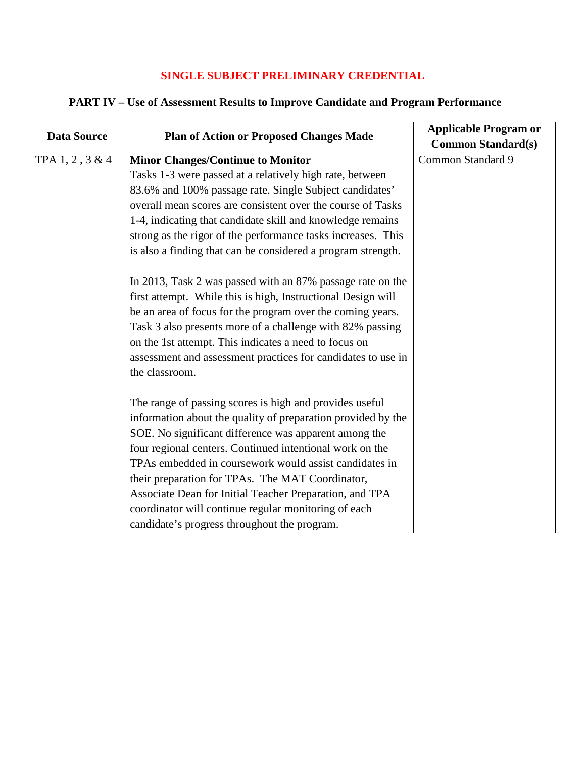# SINGLE SUBJECT PRELIMINARY CREDENTIAL

## PART IV – Use of Assessment Results to Improve Candidate and Program Performance

| Data Source | Plan of Action or Proposed Changes Made | Applicable Program or Common Standard(s) |
|---|---|---|
| TPA 1, 2 , 3 & 4 | **Minor Changes/Continue to Monitor**<br>Tasks 1-3 were passed at a relatively high rate, between 83.6% and 100% passage rate. Single Subject candidates' overall mean scores are consistent over the course of Tasks 1-4, indicating that candidate skill and knowledge remains strong as the rigor of the performance tasks increases. This is also a finding that can be considered a program strength.<br><br>In 2013, Task 2 was passed with an 87% passage rate on the first attempt. While this is high, Instructional Design will be an area of focus for the program over the coming years. Task 3 also presents more of a challenge with 82% passing on the 1st attempt. This indicates a need to focus on assessment and assessment practices for candidates to use in the classroom.<br><br>The range of passing scores is high and provides useful information about the quality of preparation provided by the SOE. No significant difference was apparent among the four regional centers. Continued intentional work on the TPAs embedded in coursework would assist candidates in their preparation for TPAs. The MAT Coordinator, Associate Dean for Initial Teacher Preparation, and TPA coordinator will continue regular monitoring of each candidate's progress throughout the program. | Common Standard 9 |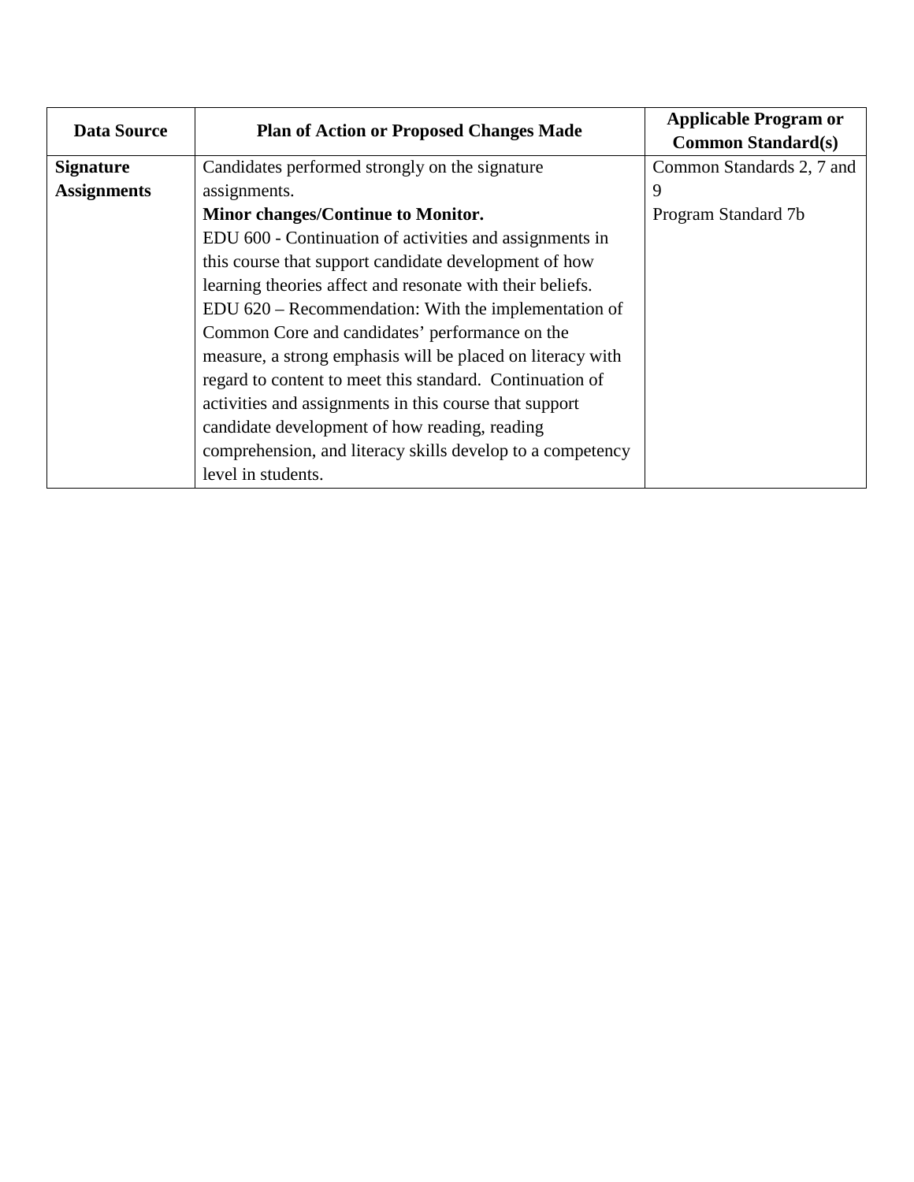| Data Source | Plan of Action or Proposed Changes Made | Applicable Program or Common Standard(s) |
|---|---|---|
| **Signature Assignments** | Candidates performed strongly on the signature assignments.<br>**Minor changes/Continue to Monitor.**<br>EDU 600 - Continuation of activities and assignments in this course that support candidate development of how learning theories affect and resonate with their beliefs.<br>EDU 620 – Recommendation: With the implementation of Common Core and candidates' performance on the measure, a strong emphasis will be placed on literacy with regard to content to meet this standard. Continuation of activities and assignments in this course that support candidate development of how reading, reading comprehension, and literacy skills develop to a competency level in students. | Common Standards 2, 7 and 9<br>Program Standard 7b |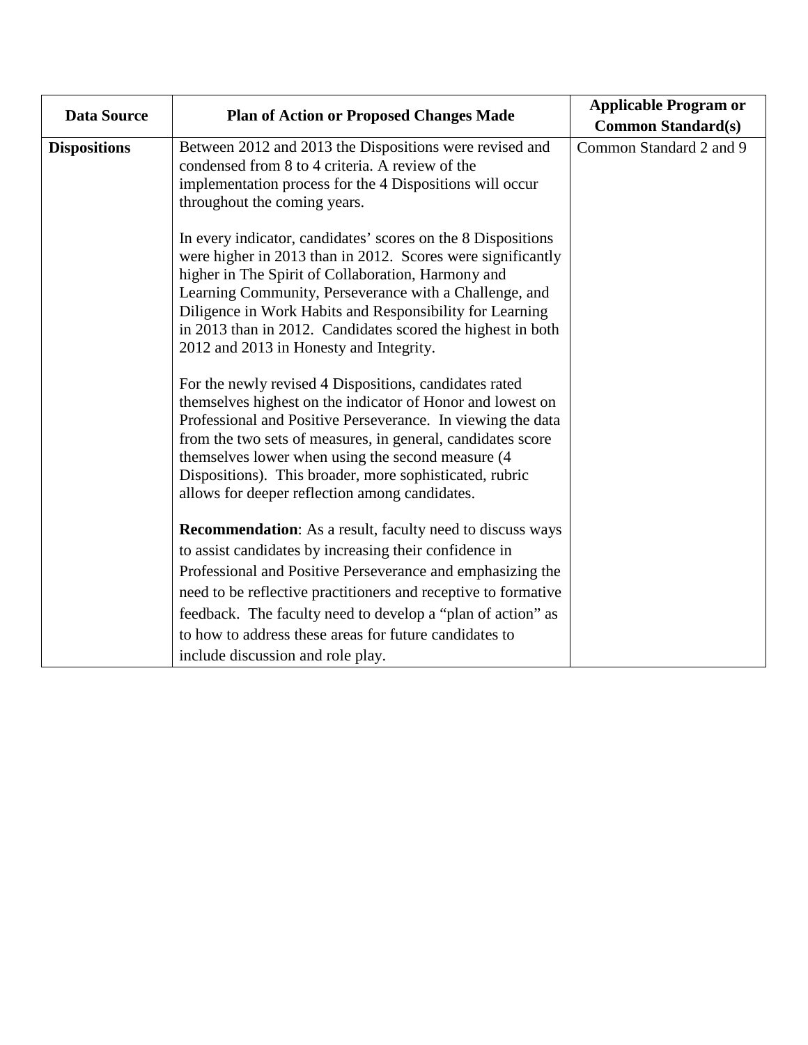| Data Source | Plan of Action or Proposed Changes Made | Applicable Program or Common Standard(s) |
|---|---|---|
| **Dispositions** | Between 2012 and 2013 the Dispositions were revised and condensed from 8 to 4 criteria. A review of the implementation process for the 4 Dispositions will occur throughout the coming years.<br><br>In every indicator, candidates' scores on the 8 Dispositions were higher in 2013 than in 2012. Scores were significantly higher in The Spirit of Collaboration, Harmony and Learning Community, Perseverance with a Challenge, and Diligence in Work Habits and Responsibility for Learning in 2013 than in 2012. Candidates scored the highest in both 2012 and 2013 in Honesty and Integrity.<br><br>For the newly revised 4 Dispositions, candidates rated themselves highest on the indicator of Honor and lowest on Professional and Positive Perseverance. In viewing the data from the two sets of measures, in general, candidates score themselves lower when using the second measure (4 Dispositions). This broader, more sophisticated, rubric allows for deeper reflection among candidates.<br><br>**Recommendation**: As a result, faculty need to discuss ways to assist candidates by increasing their confidence in Professional and Positive Perseverance and emphasizing the need to be reflective practitioners and receptive to formative feedback. The faculty need to develop a "plan of action" as to how to address these areas for future candidates to include discussion and role play. | Common Standard 2 and 9 |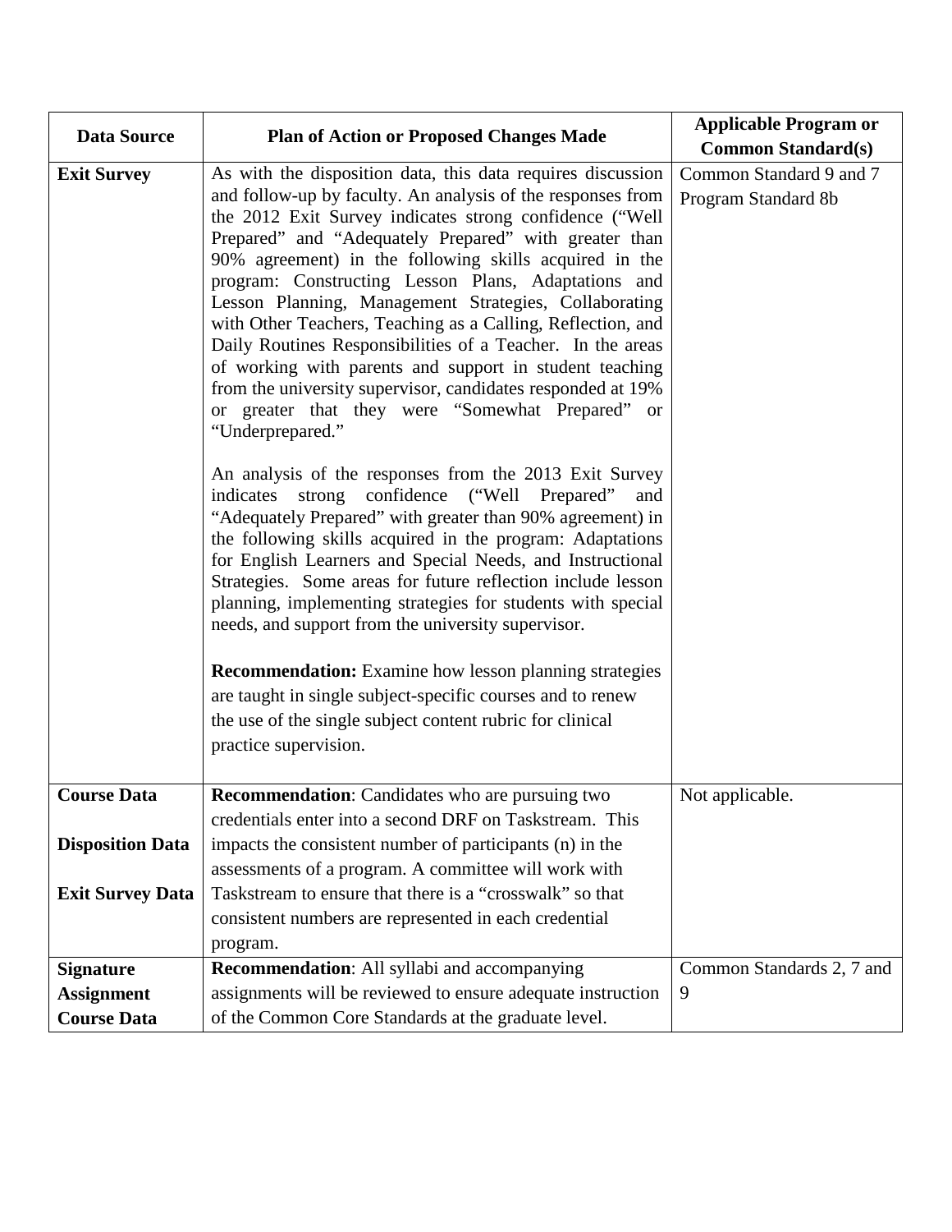| Data Source | Plan of Action or Proposed Changes Made | Applicable Program or Common Standard(s) |
|---|---|---|
| **Exit Survey** | As with the disposition data, this data requires discussion and follow-up by faculty. An analysis of the responses from the 2012 Exit Survey indicates strong confidence ("Well Prepared" and "Adequately Prepared" with greater than 90% agreement) in the following skills acquired in the program: Constructing Lesson Plans, Adaptations and Lesson Planning, Management Strategies, Collaborating with Other Teachers, Teaching as a Calling, Reflection, and Daily Routines Responsibilities of a Teacher. In the areas of working with parents and support in student teaching from the university supervisor, candidates responded at 19% or greater that they were "Somewhat Prepared" or "Underprepared."<br><br>An analysis of the responses from the 2013 Exit Survey indicates strong confidence ("Well Prepared" and "Adequately Prepared" with greater than 90% agreement) in the following skills acquired in the program: Adaptations for English Learners and Special Needs, and Instructional Strategies. Some areas for future reflection include lesson planning, implementing strategies for students with special needs, and support from the university supervisor.<br><br>**Recommendation:** Examine how lesson planning strategies are taught in single subject-specific courses and to renew the use of the single subject content rubric for clinical practice supervision. | Common Standard 9 and 7<br>Program Standard 8b |
| **Course Data**<br><br>**Disposition Data**<br><br>**Exit Survey Data** | **Recommendation**: Candidates who are pursuing two credentials enter into a second DRF on Taskstream. This impacts the consistent number of participants (n) in the assessments of a program. A committee will work with Taskstream to ensure that there is a "crosswalk" so that consistent numbers are represented in each credential program. | Not applicable. |
| **Signature Assignment Course Data** | **Recommendation**: All syllabi and accompanying assignments will be reviewed to ensure adequate instruction of the Common Core Standards at the graduate level. | Common Standards 2, 7 and 9 |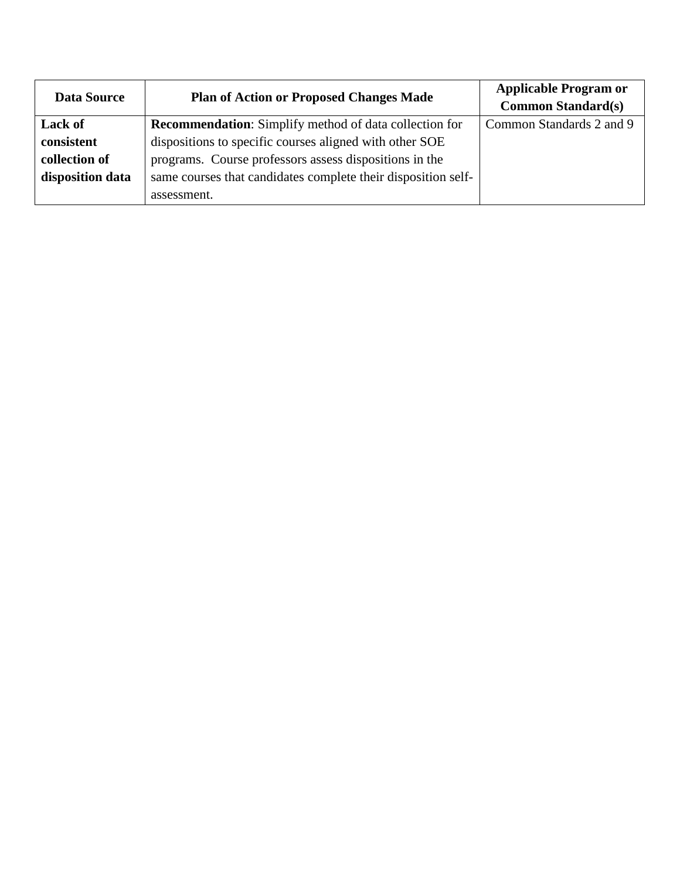| Data Source | Plan of Action or Proposed Changes Made | Applicable Program or Common Standard(s) |
|---|---|---|
| **Lack of consistent collection of disposition data** | **Recommendation**: Simplify method of data collection for dispositions to specific courses aligned with other SOE programs. Course professors assess dispositions in the same courses that candidates complete their disposition self-assessment. | Common Standards 2 and 9 |